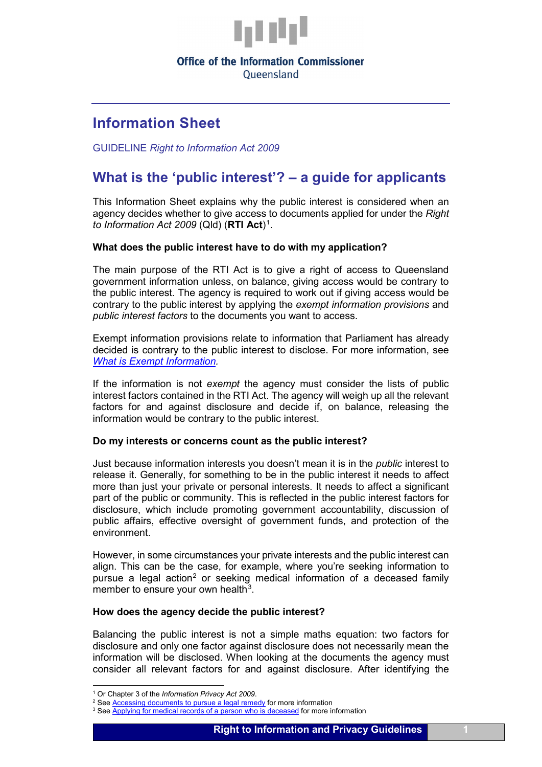Office of the Information Commissioner
Queensland

# Information Sheet

GUIDELINE *Right to Information Act 2009*

## What is the 'public interest'? – a guide for applicants

This Information Sheet explains why the public interest is considered when an agency decides whether to give access to documents applied for under the *Right to Information Act 2009* (Qld) (**RTI Act**)[1].

**What does the public interest have to do with my application?**

The main purpose of the RTI Act is to give a right of access to Queensland government information unless, on balance, giving access would be contrary to the public interest. The agency is required to work out if giving access would be contrary to the public interest by applying the *exempt information provisions* and *public interest factors* to the documents you want to access.

Exempt information provisions relate to information that Parliament has already decided is contrary to the public interest to disclose. For more information, see *What is Exempt Information*.

If the information is not *exempt* the agency must consider the lists of public interest factors contained in the RTI Act. The agency will weigh up all the relevant factors for and against disclosure and decide if, on balance, releasing the information would be contrary to the public interest.

**Do my interests or concerns count as the public interest?**

Just because information interests you doesn't mean it is in the *public* interest to release it. Generally, for something to be in the public interest it needs to affect more than just your private or personal interests. It needs to affect a significant part of the public or community. This is reflected in the public interest factors for disclosure, which include promoting government accountability, discussion of public affairs, effective oversight of government funds, and protection of the environment.

However, in some circumstances your private interests and the public interest can align. This can be the case, for example, where you're seeking information to pursue a legal action[2] or seeking medical information of a deceased family member to ensure your own health[3].

**How does the agency decide the public interest?**

Balancing the public interest is not a simple maths equation: two factors for disclosure and only one factor against disclosure does not necessarily mean the information will be disclosed. When looking at the documents the agency must consider all relevant factors for and against disclosure. After identifying the

[1] Or Chapter 3 of the *Information Privacy Act 2009*.
[2] See Accessing documents to pursue a legal remedy for more information
[3] See Applying for medical records of a person who is deceased for more information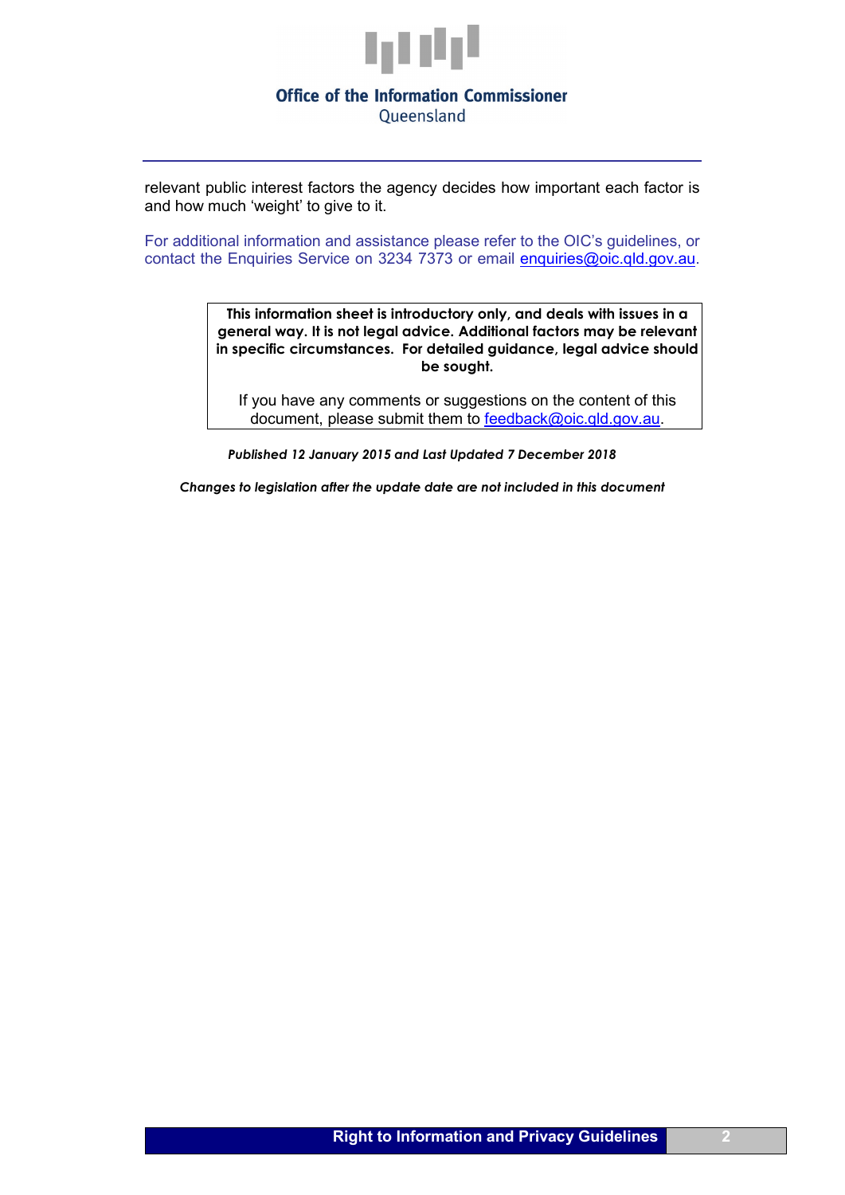relevant public interest factors the agency decides how important each factor is and how much 'weight' to give to it.

For additional information and assistance please refer to the OIC's guidelines, or contact the Enquiries Service on 3234 7373 or email enquiries@oic.qld.gov.au.

**This information sheet is introductory only, and deals with issues in a general way. It is not legal advice. Additional factors may be relevant in specific circumstances. For detailed guidance, legal advice should be sought.**

If you have any comments or suggestions on the content of this document, please submit them to feedback@oic.qld.gov.au.

***Published 12 January 2015 and Last Updated 7 December 2018***

***Changes to legislation after the update date are not included in this document***